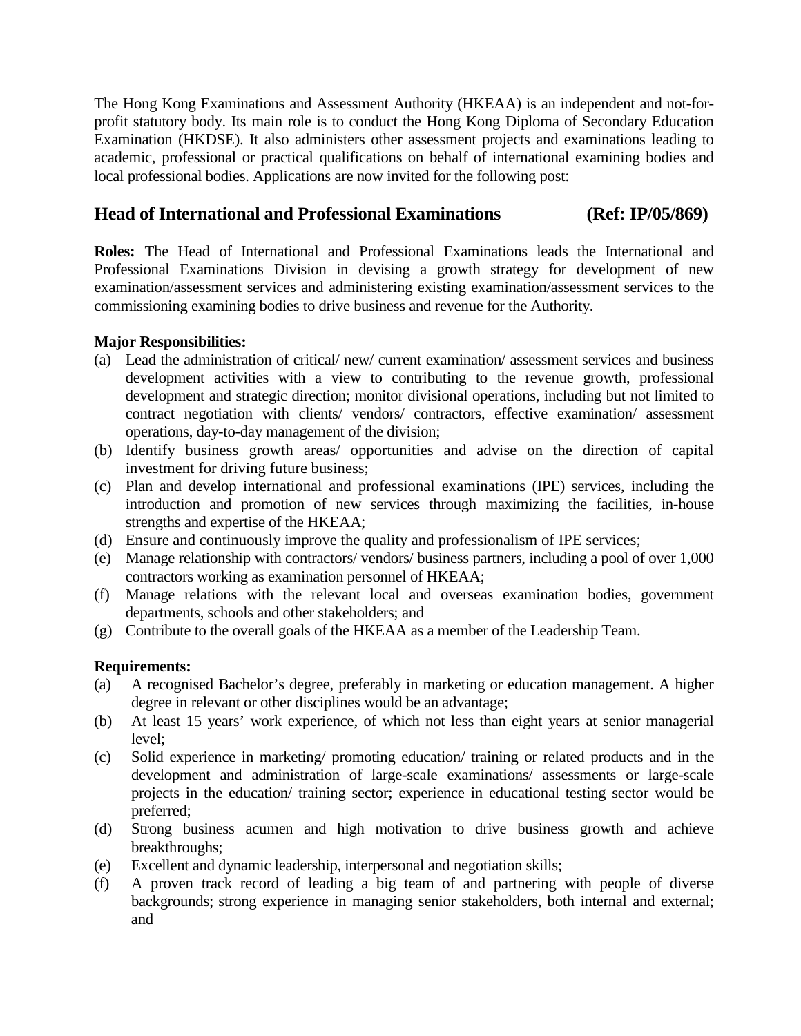The Hong Kong Examinations and Assessment Authority (HKEAA) is an independent and not-for-profit statutory body. Its main role is to conduct the Hong Kong Diploma of Secondary Education Examination (HKDSE). It also administers other assessment projects and examinations leading to academic, professional or practical qualifications on behalf of international examining bodies and local professional bodies. Applications are now invited for the following post:

## Head of International and Professional Examinations (Ref: IP/05/869)

**Roles:** The Head of International and Professional Examinations leads the International and Professional Examinations Division in devising a growth strategy for development of new examination/assessment services and administering existing examination/assessment services to the commissioning examining bodies to drive business and revenue for the Authority.

**Major Responsibilities:**

(a) Lead the administration of critical/ new/ current examination/ assessment services and business development activities with a view to contributing to the revenue growth, professional development and strategic direction; monitor divisional operations, including but not limited to contract negotiation with clients/ vendors/ contractors, effective examination/ assessment operations, day-to-day management of the division;

(b) Identify business growth areas/ opportunities and advise on the direction of capital investment for driving future business;

(c) Plan and develop international and professional examinations (IPE) services, including the introduction and promotion of new services through maximizing the facilities, in-house strengths and expertise of the HKEAA;

(d) Ensure and continuously improve the quality and professionalism of IPE services;

(e) Manage relationship with contractors/ vendors/ business partners, including a pool of over 1,000 contractors working as examination personnel of HKEAA;

(f) Manage relations with the relevant local and overseas examination bodies, government departments, schools and other stakeholders; and

(g) Contribute to the overall goals of the HKEAA as a member of the Leadership Team.

**Requirements:**

(a) A recognised Bachelor's degree, preferably in marketing or education management. A higher degree in relevant or other disciplines would be an advantage;

(b) At least 15 years' work experience, of which not less than eight years at senior managerial level;

(c) Solid experience in marketing/ promoting education/ training or related products and in the development and administration of large-scale examinations/ assessments or large-scale projects in the education/ training sector; experience in educational testing sector would be preferred;

(d) Strong business acumen and high motivation to drive business growth and achieve breakthroughs;

(e) Excellent and dynamic leadership, interpersonal and negotiation skills;

(f) A proven track record of leading a big team of and partnering with people of diverse backgrounds; strong experience in managing senior stakeholders, both internal and external; and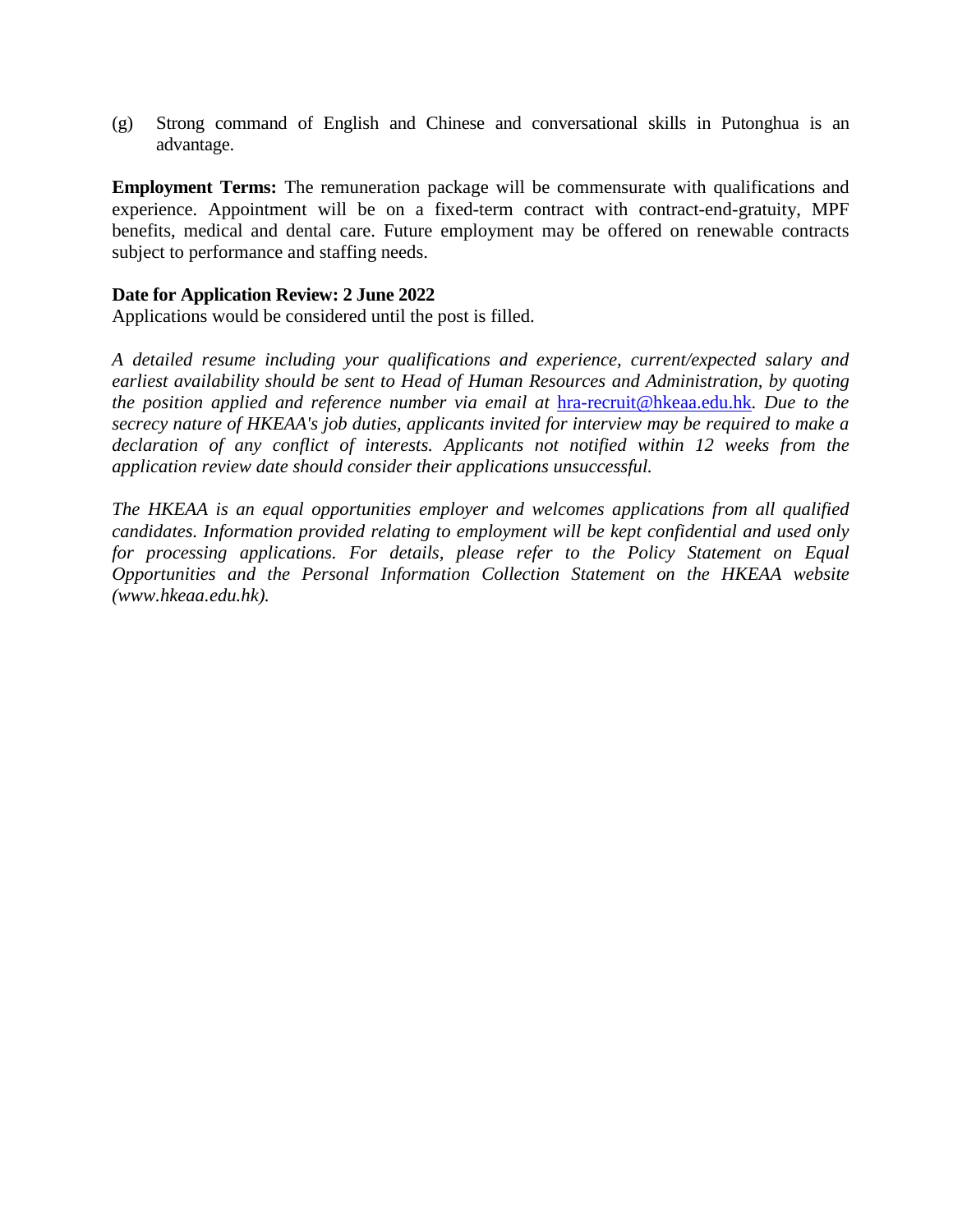(g) Strong command of English and Chinese and conversational skills in Putonghua is an advantage.

**Employment Terms:** The remuneration package will be commensurate with qualifications and experience. Appointment will be on a fixed-term contract with contract-end-gratuity, MPF benefits, medical and dental care. Future employment may be offered on renewable contracts subject to performance and staffing needs.

**Date for Application Review: 2 June 2022**
Applications would be considered until the post is filled.

*A detailed resume including your qualifications and experience, current/expected salary and earliest availability should be sent to Head of Human Resources and Administration, by quoting the position applied and reference number via email at* hra-recruit@hkeaa.edu.hk*. Due to the secrecy nature of HKEAA's job duties, applicants invited for interview may be required to make a declaration of any conflict of interests. Applicants not notified within 12 weeks from the application review date should consider their applications unsuccessful.*

*The HKEAA is an equal opportunities employer and welcomes applications from all qualified candidates. Information provided relating to employment will be kept confidential and used only for processing applications. For details, please refer to the Policy Statement on Equal Opportunities and the Personal Information Collection Statement on the HKEAA website (www.hkeaa.edu.hk).*